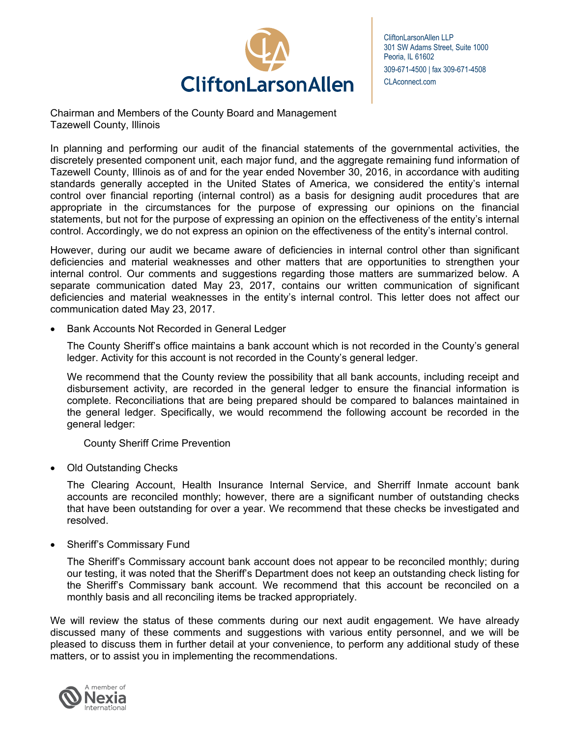CliftonLarsonAllen

CliftonLarsonAllen LLP
301 SW Adams Street, Suite 1000
Peoria, IL 61602
309-671-4500 | fax 309-671-4508
CLAconnect.com

Chairman and Members of the County Board and Management
Tazewell County, Illinois

In planning and performing our audit of the financial statements of the governmental activities, the discretely presented component unit, each major fund, and the aggregate remaining fund information of Tazewell County, Illinois as of and for the year ended November 30, 2016, in accordance with auditing standards generally accepted in the United States of America, we considered the entity's internal control over financial reporting (internal control) as a basis for designing audit procedures that are appropriate in the circumstances for the purpose of expressing our opinions on the financial statements, but not for the purpose of expressing an opinion on the effectiveness of the entity's internal control. Accordingly, we do not express an opinion on the effectiveness of the entity's internal control.

However, during our audit we became aware of deficiencies in internal control other than significant deficiencies and material weaknesses and other matters that are opportunities to strengthen your internal control. Our comments and suggestions regarding those matters are summarized below. A separate communication dated May 23, 2017, contains our written communication of significant deficiencies and material weaknesses in the entity's internal control. This letter does not affect our communication dated May 23, 2017.

- Bank Accounts Not Recorded in General Ledger

  The County Sheriff's office maintains a bank account which is not recorded in the County's general ledger. Activity for this account is not recorded in the County's general ledger.

  We recommend that the County review the possibility that all bank accounts, including receipt and disbursement activity, are recorded in the general ledger to ensure the financial information is complete. Reconciliations that are being prepared should be compared to balances maintained in the general ledger. Specifically, we would recommend the following account be recorded in the general ledger:

  County Sheriff Crime Prevention

- Old Outstanding Checks

  The Clearing Account, Health Insurance Internal Service, and Sherriff Inmate account bank accounts are reconciled monthly; however, there are a significant number of outstanding checks that have been outstanding for over a year. We recommend that these checks be investigated and resolved.

- Sheriff's Commissary Fund

  The Sheriff's Commissary account bank account does not appear to be reconciled monthly; during our testing, it was noted that the Sheriff's Department does not keep an outstanding check listing for the Sheriff's Commissary bank account. We recommend that this account be reconciled on a monthly basis and all reconciling items be tracked appropriately.

We will review the status of these comments during our next audit engagement. We have already discussed many of these comments and suggestions with various entity personnel, and we will be pleased to discuss them in further detail at your convenience, to perform any additional study of these matters, or to assist you in implementing the recommendations.

A member of Nexia International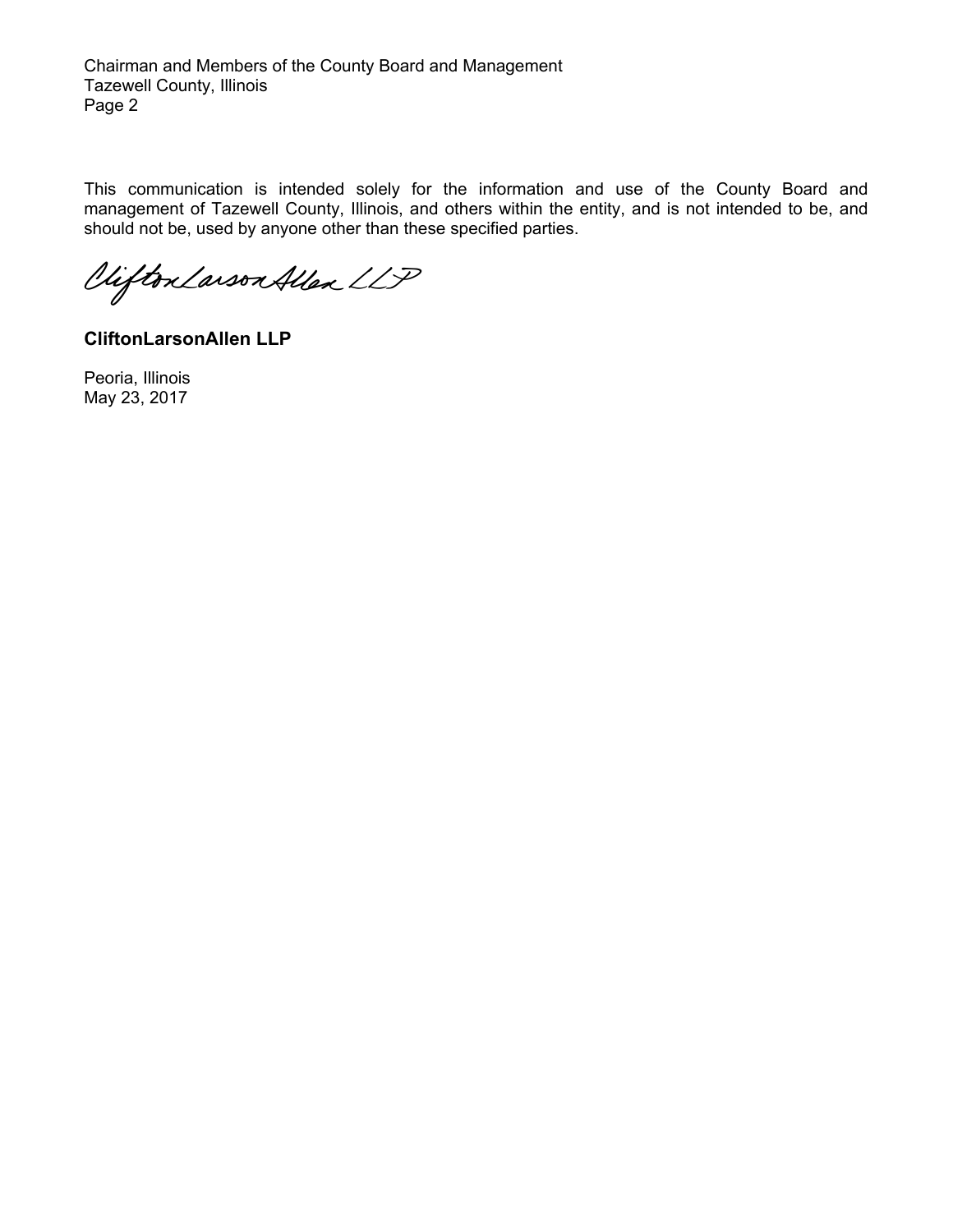Chairman and Members of the County Board and Management
Tazewell County, Illinois
Page 2

This communication is intended solely for the information and use of the County Board and management of Tazewell County, Illinois, and others within the entity, and is not intended to be, and should not be, used by anyone other than these specified parties.

CliftonLarsonAllen LLP

**CliftonLarsonAllen LLP**

Peoria, Illinois
May 23, 2017